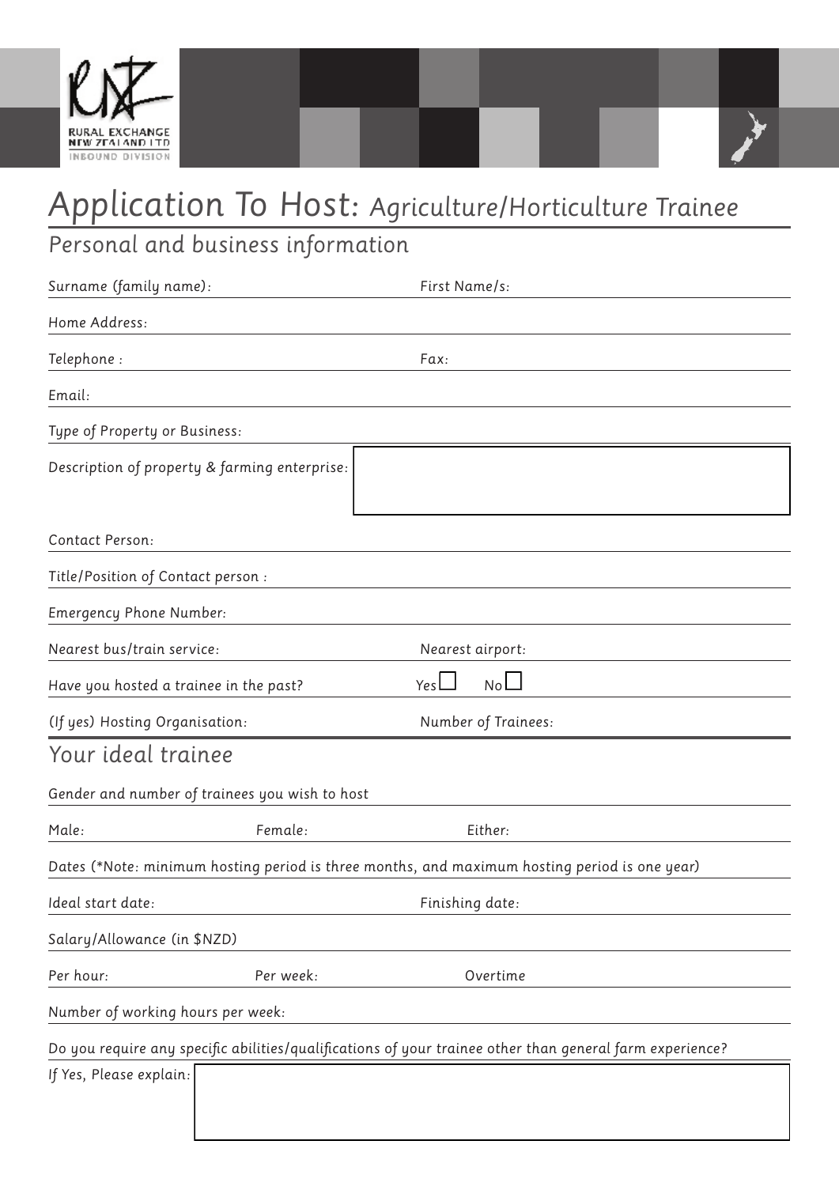RURAL EXCHANGE NEW ZEALAND LTD
INBOUND DIVISION

# Application To Host: Agriculture/Horticulture Trainee

## Personal and business information

Surname (family name): First Name/s:

Home Address:

Telephone : Fax:

Email:

Type of Property or Business:

Description of property & farming enterprise:

Contact Person:

Title/Position of Contact person :

Emergency Phone Number:

Nearest bus/train service: Nearest airport:

Have you hosted a trainee in the past? Yes ☐ No ☐

(If yes) Hosting Organisation: Number of Trainees:

## Your ideal trainee

Gender and number of trainees you wish to host

Male: Female: Either:

Dates (*Note: minimum hosting period is three months, and maximum hosting period is one year)

Ideal start date: Finishing date:

Salary/Allowance (in $NZD)

Per hour: Per week: Overtime

Number of working hours per week:

Do you require any specific abilities/qualifications of your trainee other than general farm experience?

If Yes, Please explain: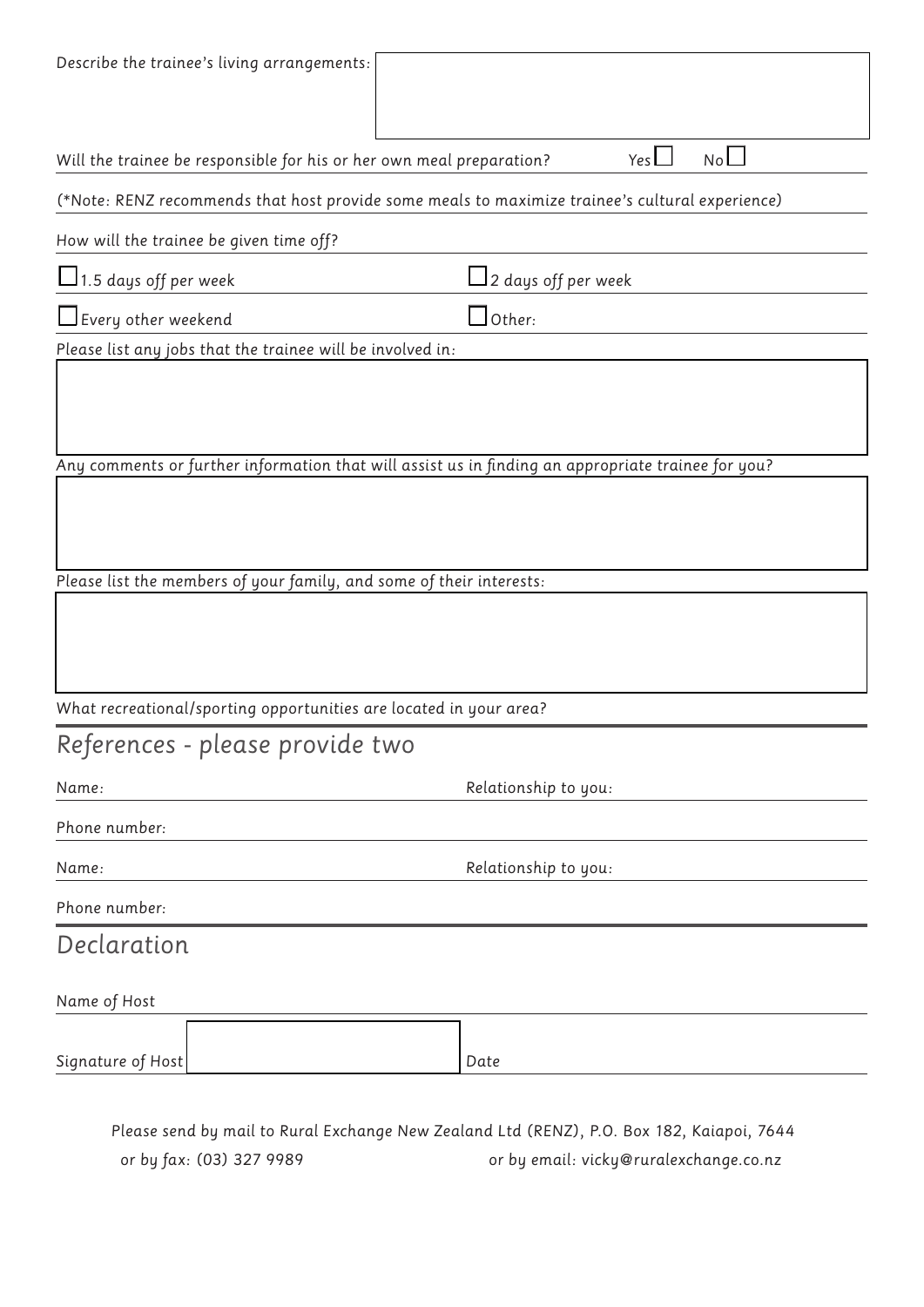Describe the trainee's living arrangements:

Will the trainee be responsible for his or her own meal preparation? Yes ☐ No ☐

(*Note: RENZ recommends that host provide some meals to maximize trainee's cultural experience)

How will the trainee be given time off?

☐ 1.5 days off per week ☐ 2 days off per week

☐ Every other weekend ☐ Other:

Please list any jobs that the trainee will be involved in:

Any comments or further information that will assist us in finding an appropriate trainee for you?

Please list the members of your family, and some of their interests:

What recreational/sporting opportunities are located in your area?

## References - please provide two

Name: Relationship to you:

Phone number:

Name: Relationship to you:

Phone number:

## Declaration

Name of Host

Signature of Host Date

Please send by mail to Rural Exchange New Zealand Ltd (RENZ), P.O. Box 182, Kaiapoi, 7644
or by fax: (03) 327 9989 or by email: vicky@ruralexchange.co.nz